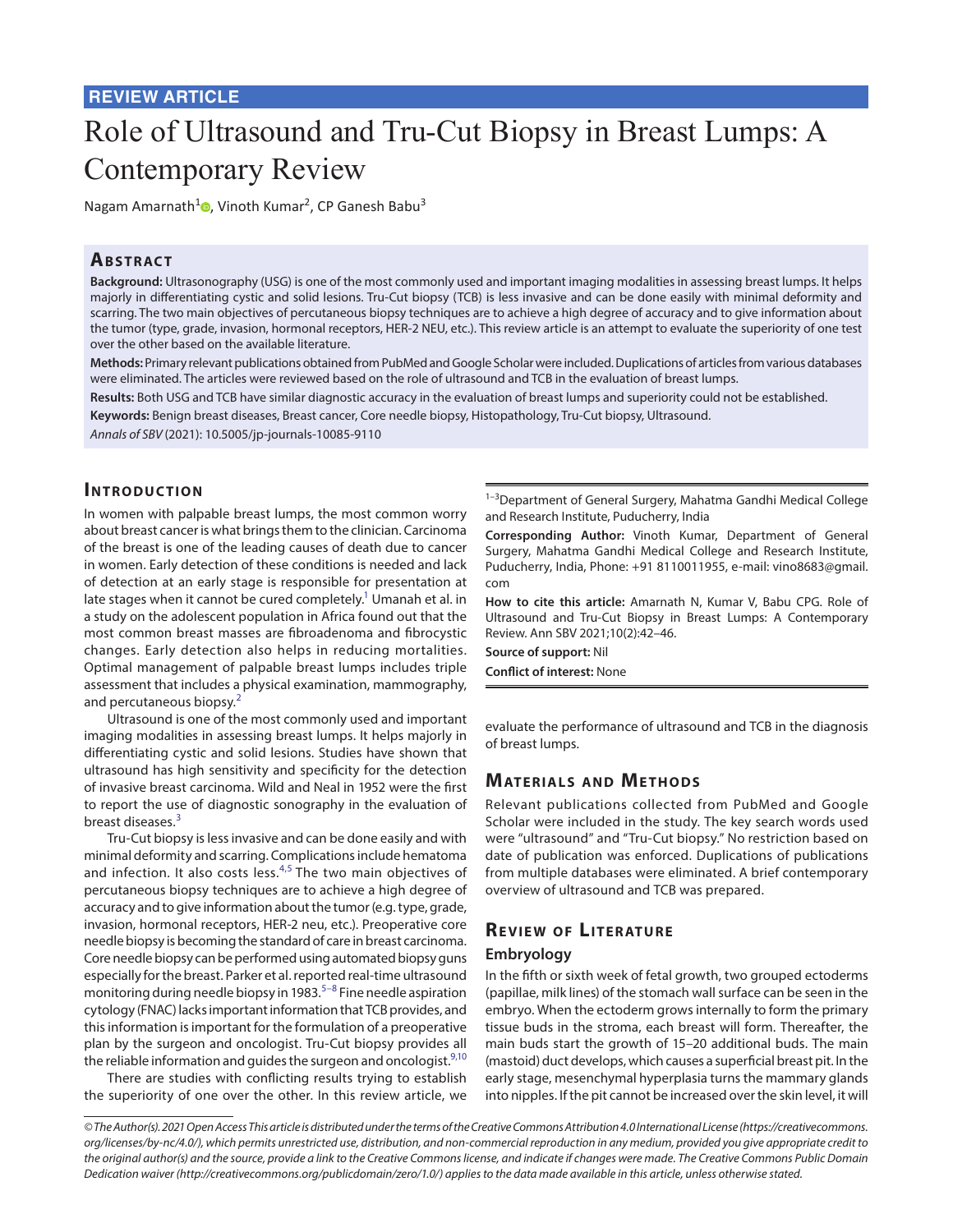REVIEW ARTICLE

# Role of Ultrasound and Tru-Cut Biopsy in Breast Lumps: A Contemporary Review

Nagam Amarnath[1], Vinoth Kumar[2], CP Ganesh Babu[3]

## Abstract

**Background:** Ultrasonography (USG) is one of the most commonly used and important imaging modalities in assessing breast lumps. It helps majorly in differentiating cystic and solid lesions. Tru-Cut biopsy (TCB) is less invasive and can be done easily with minimal deformity and scarring. The two main objectives of percutaneous biopsy techniques are to achieve a high degree of accuracy and to give information about the tumor (type, grade, invasion, hormonal receptors, HER-2 NEU, etc.). This review article is an attempt to evaluate the superiority of one test over the other based on the available literature.

**Methods:** Primary relevant publications obtained from PubMed and Google Scholar were included. Duplications of articles from various databases were eliminated. The articles were reviewed based on the role of ultrasound and TCB in the evaluation of breast lumps.

**Results:** Both USG and TCB have similar diagnostic accuracy in the evaluation of breast lumps and superiority could not be established.

**Keywords:** Benign breast diseases, Breast cancer, Core needle biopsy, Histopathology, Tru-Cut biopsy, Ultrasound.

*Annals of SBV* (2021): 10.5005/jp-journals-10085-9110

## Introduction

In women with palpable breast lumps, the most common worry about breast cancer is what brings them to the clinician. Carcinoma of the breast is one of the leading causes of death due to cancer in women. Early detection of these conditions is needed and lack of detection at an early stage is responsible for presentation at late stages when it cannot be cured completely.[1] Umanah et al. in a study on the adolescent population in Africa found out that the most common breast masses are fibroadenoma and fibrocystic changes. Early detection also helps in reducing mortalities. Optimal management of palpable breast lumps includes triple assessment that includes a physical examination, mammography, and percutaneous biopsy.[2]

Ultrasound is one of the most commonly used and important imaging modalities in assessing breast lumps. It helps majorly in differentiating cystic and solid lesions. Studies have shown that ultrasound has high sensitivity and specificity for the detection of invasive breast carcinoma. Wild and Neal in 1952 were the first to report the use of diagnostic sonography in the evaluation of breast diseases.[3]

Tru-Cut biopsy is less invasive and can be done easily and with minimal deformity and scarring. Complications include hematoma and infection. It also costs less.[4,5] The two main objectives of percutaneous biopsy techniques are to achieve a high degree of accuracy and to give information about the tumor (e.g. type, grade, invasion, hormonal receptors, HER-2 neu, etc.). Preoperative core needle biopsy is becoming the standard of care in breast carcinoma. Core needle biopsy can be performed using automated biopsy guns especially for the breast. Parker et al. reported real-time ultrasound monitoring during needle biopsy in 1983.[5–8] Fine needle aspiration cytology (FNAC) lacks important information that TCB provides, and this information is important for the formulation of a preoperative plan by the surgeon and oncologist. Tru-Cut biopsy provides all the reliable information and guides the surgeon and oncologist.[9,10]

There are studies with conflicting results trying to establish the superiority of one over the other. In this review article, we evaluate the performance of ultrasound and TCB in the diagnosis of breast lumps.

[1–3]Department of General Surgery, Mahatma Gandhi Medical College and Research Institute, Puducherry, India

**Corresponding Author:** Vinoth Kumar, Department of General Surgery, Mahatma Gandhi Medical College and Research Institute, Puducherry, India, Phone: +91 8110011955, e-mail: vino8683@gmail.com

**How to cite this article:** Amarnath N, Kumar V, Babu CPG. Role of Ultrasound and Tru-Cut Biopsy in Breast Lumps: A Contemporary Review. Ann SBV 2021;10(2):42–46.

**Source of support:** Nil

**Conflict of interest:** None

## Materials and Methods

Relevant publications collected from PubMed and Google Scholar were included in the study. The key search words used were "ultrasound" and "Tru-Cut biopsy." No restriction based on date of publication was enforced. Duplications of publications from multiple databases were eliminated. A brief contemporary overview of ultrasound and TCB was prepared.

## Review of Literature

### Embryology

In the fifth or sixth week of fetal growth, two grouped ectoderms (papillae, milk lines) of the stomach wall surface can be seen in the embryo. When the ectoderm grows internally to form the primary tissue buds in the stroma, each breast will form. Thereafter, the main buds start the growth of 15–20 additional buds. The main (mastoid) duct develops, which causes a superficial breast pit. In the early stage, mesenchymal hyperplasia turns the mammary glands into nipples. If the pit cannot be increased over the skin level, it will

© The Author(s). 2021 Open Access This article is distributed under the terms of the Creative Commons Attribution 4.0 International License (https://creativecommons.org/licenses/by-nc/4.0/), which permits unrestricted use, distribution, and non-commercial reproduction in any medium, provided you give appropriate credit to the original author(s) and the source, provide a link to the Creative Commons license, and indicate if changes were made. The Creative Commons Public Domain Dedication waiver (http://creativecommons.org/publicdomain/zero/1.0/) applies to the data made available in this article, unless otherwise stated.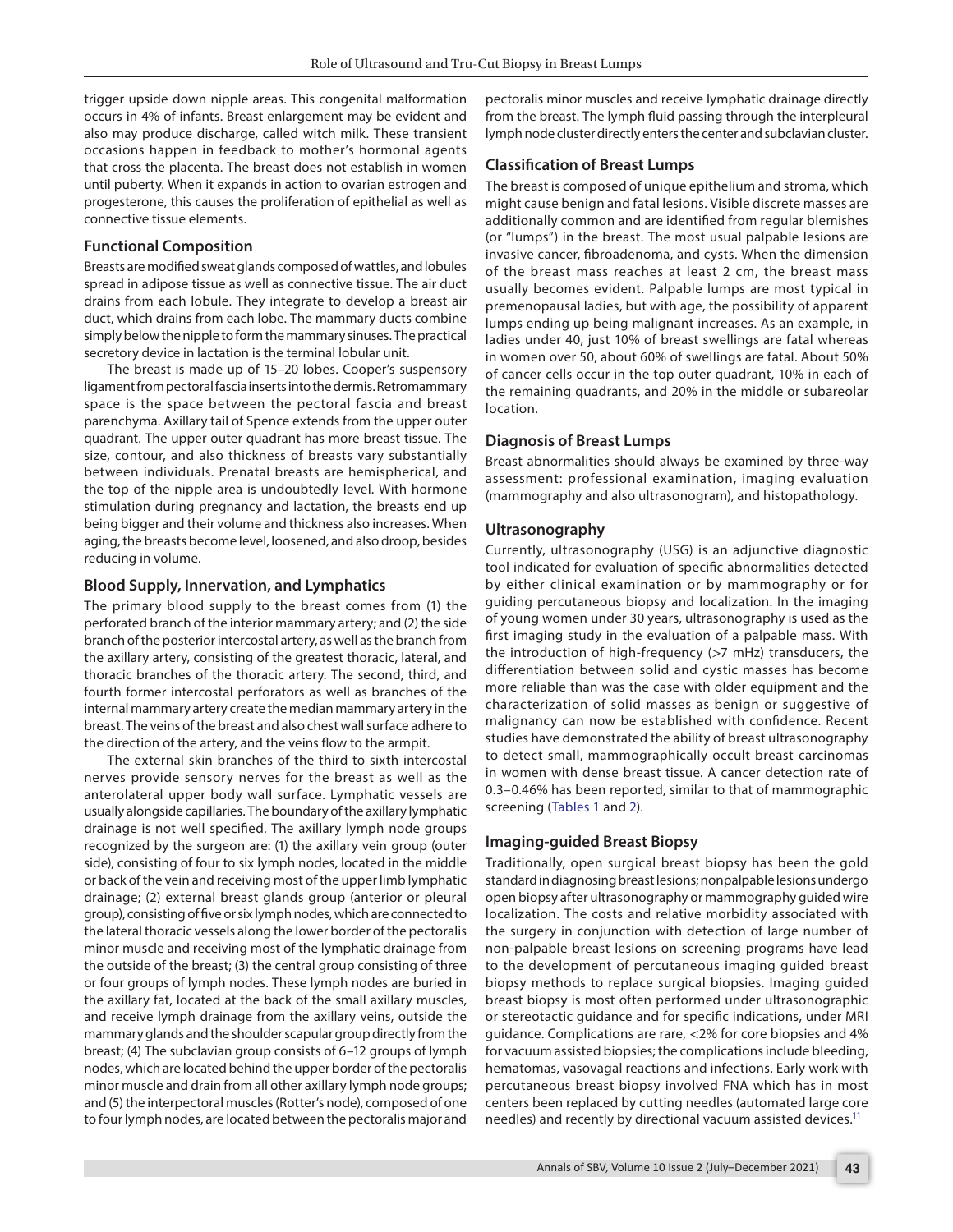trigger upside down nipple areas. This congenital malformation occurs in 4% of infants. Breast enlargement may be evident and also may produce discharge, called witch milk. These transient occasions happen in feedback to mother's hormonal agents that cross the placenta. The breast does not establish in women until puberty. When it expands in action to ovarian estrogen and progesterone, this causes the proliferation of epithelial as well as connective tissue elements.

### Functional Composition

Breasts are modified sweat glands composed of wattles, and lobules spread in adipose tissue as well as connective tissue. The air duct drains from each lobule. They integrate to develop a breast air duct, which drains from each lobe. The mammary ducts combine simply below the nipple to form the mammary sinuses. The practical secretory device in lactation is the terminal lobular unit.

The breast is made up of 15–20 lobes. Cooper's suspensory ligament from pectoral fascia inserts into the dermis. Retromammary space is the space between the pectoral fascia and breast parenchyma. Axillary tail of Spence extends from the upper outer quadrant. The upper outer quadrant has more breast tissue. The size, contour, and also thickness of breasts vary substantially between individuals. Prenatal breasts are hemispherical, and the top of the nipple area is undoubtedly level. With hormone stimulation during pregnancy and lactation, the breasts end up being bigger and their volume and thickness also increases. When aging, the breasts become level, loosened, and also droop, besides reducing in volume.

### Blood Supply, Innervation, and Lymphatics

The primary blood supply to the breast comes from (1) the perforated branch of the interior mammary artery; and (2) the side branch of the posterior intercostal artery, as well as the branch from the axillary artery, consisting of the greatest thoracic, lateral, and thoracic branches of the thoracic artery. The second, third, and fourth former intercostal perforators as well as branches of the internal mammary artery create the median mammary artery in the breast. The veins of the breast and also chest wall surface adhere to the direction of the artery, and the veins flow to the armpit.

The external skin branches of the third to sixth intercostal nerves provide sensory nerves for the breast as well as the anterolateral upper body wall surface. Lymphatic vessels are usually alongside capillaries. The boundary of the axillary lymphatic drainage is not well specified. The axillary lymph node groups recognized by the surgeon are: (1) the axillary vein group (outer side), consisting of four to six lymph nodes, located in the middle or back of the vein and receiving most of the upper limb lymphatic drainage; (2) external breast glands group (anterior or pleural group), consisting of five or six lymph nodes, which are connected to the lateral thoracic vessels along the lower border of the pectoralis minor muscle and receiving most of the lymphatic drainage from the outside of the breast; (3) the central group consisting of three or four groups of lymph nodes. These lymph nodes are buried in the axillary fat, located at the back of the small axillary muscles, and receive lymph drainage from the axillary veins, outside the mammary glands and the shoulder scapular group directly from the breast; (4) The subclavian group consists of 6–12 groups of lymph nodes, which are located behind the upper border of the pectoralis minor muscle and drain from all other axillary lymph node groups; and (5) the interpectoral muscles (Rotter's node), composed of one to four lymph nodes, are located between the pectoralis major and pectoralis minor muscles and receive lymphatic drainage directly from the breast. The lymph fluid passing through the interpleural lymph node cluster directly enters the center and subclavian cluster.

### Classification of Breast Lumps

The breast is composed of unique epithelium and stroma, which might cause benign and fatal lesions. Visible discrete masses are additionally common and are identified from regular blemishes (or "lumps") in the breast. The most usual palpable lesions are invasive cancer, fibroadenoma, and cysts. When the dimension of the breast mass reaches at least 2 cm, the breast mass usually becomes evident. Palpable lumps are most typical in premenopausal ladies, but with age, the possibility of apparent lumps ending up being malignant increases. As an example, in ladies under 40, just 10% of breast swellings are fatal whereas in women over 50, about 60% of swellings are fatal. About 50% of cancer cells occur in the top outer quadrant, 10% in each of the remaining quadrants, and 20% in the middle or subareolar location.

### Diagnosis of Breast Lumps

Breast abnormalities should always be examined by three-way assessment: professional examination, imaging evaluation (mammography and also ultrasonogram), and histopathology.

### Ultrasonography

Currently, ultrasonography (USG) is an adjunctive diagnostic tool indicated for evaluation of specific abnormalities detected by either clinical examination or by mammography or for guiding percutaneous biopsy and localization. In the imaging of young women under 30 years, ultrasonography is used as the first imaging study in the evaluation of a palpable mass. With the introduction of high-frequency (>7 mHz) transducers, the differentiation between solid and cystic masses has become more reliable than was the case with older equipment and the characterization of solid masses as benign or suggestive of malignancy can now be established with confidence. Recent studies have demonstrated the ability of breast ultrasonography to detect small, mammographically occult breast carcinomas in women with dense breast tissue. A cancer detection rate of 0.3–0.46% has been reported, similar to that of mammographic screening (Tables 1 and 2).

### Imaging-guided Breast Biopsy

Traditionally, open surgical breast biopsy has been the gold standard in diagnosing breast lesions; nonpalpable lesions undergo open biopsy after ultrasonography or mammography guided wire localization. The costs and relative morbidity associated with the surgery in conjunction with detection of large number of non-palpable breast lesions on screening programs have lead to the development of percutaneous imaging guided breast biopsy methods to replace surgical biopsies. Imaging guided breast biopsy is most often performed under ultrasonographic or stereotactic guidance and for specific indications, under MRI guidance. Complications are rare, <2% for core biopsies and 4% for vacuum assisted biopsies; the complications include bleeding, hematomas, vasovagal reactions and infections. Early work with percutaneous breast biopsy involved FNA which has in most centers been replaced by cutting needles (automated large core needles) and recently by directional vacuum assisted devices.[11]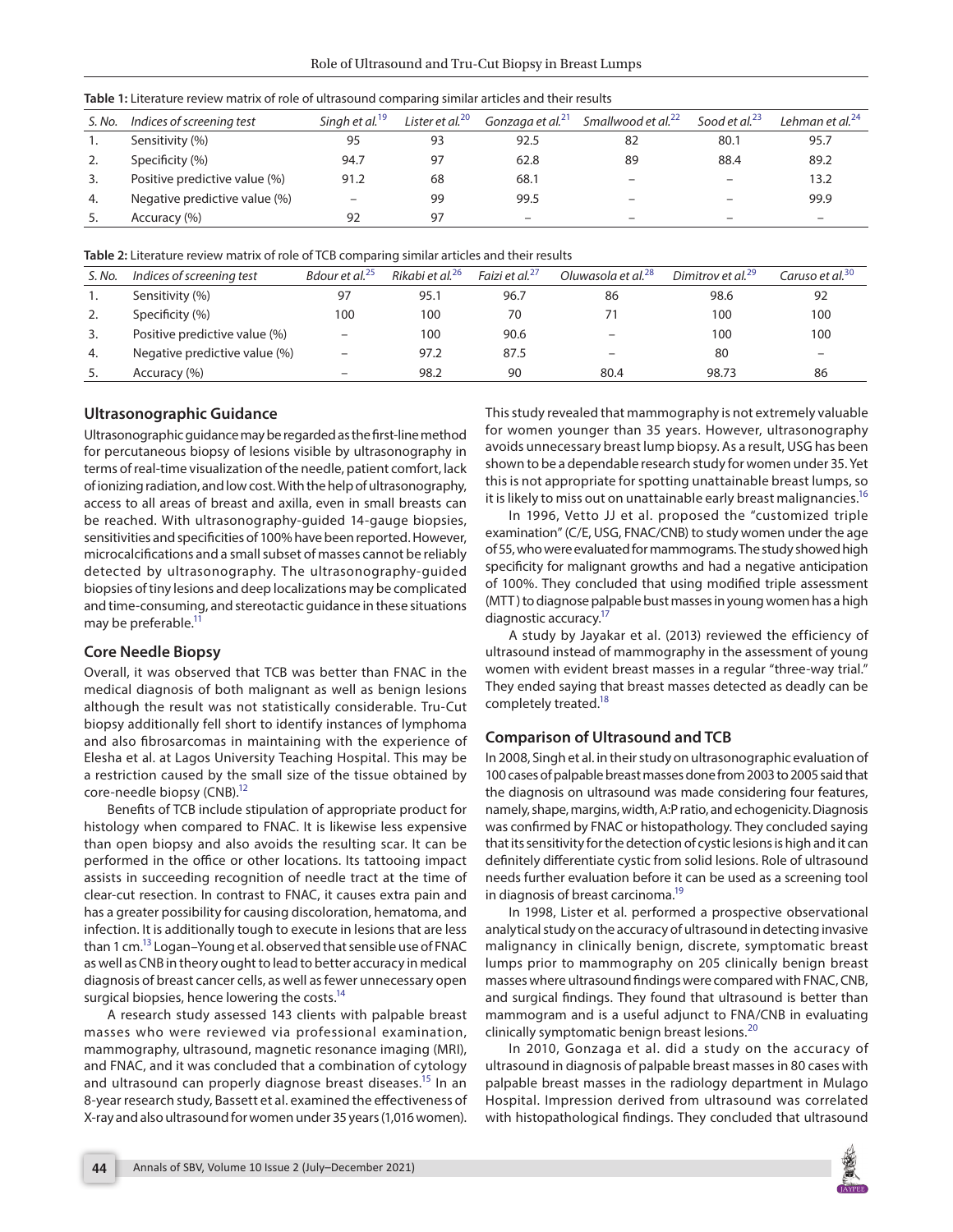**Table 1:** Literature review matrix of role of ultrasound comparing similar articles and their results

| S. No. | Indices of screening test | Singh et al.[19] | Lister et al.[20] | Gonzaga et al.[21] | Smallwood et al.[22] | Sood et al.[23] | Lehman et al.[24] |
|---|---|---|---|---|---|---|---|
| 1. | Sensitivity (%) | 95 | 93 | 92.5 | 82 | 80.1 | 95.7 |
| 2. | Specificity (%) | 94.7 | 97 | 62.8 | 89 | 88.4 | 89.2 |
| 3. | Positive predictive value (%) | 91.2 | 68 | 68.1 | – | – | 13.2 |
| 4. | Negative predictive value (%) | – | 99 | 99.5 | – | – | 99.9 |
| 5. | Accuracy (%) | 92 | 97 | – | – | – | – |

**Table 2:** Literature review matrix of role of TCB comparing similar articles and their results

| S. No. | Indices of screening test | Bdour et al.[25] | Rikabi et al.[26] | Faizi et al.[27] | Oluwasola et al.[28] | Dimitrov et al.[29] | Caruso et al.[30] |
|---|---|---|---|---|---|---|---|
| 1. | Sensitivity (%) | 97 | 95.1 | 96.7 | 86 | 98.6 | 92 |
| 2. | Specificity (%) | 100 | 100 | 70 | 71 | 100 | 100 |
| 3. | Positive predictive value (%) | – | 100 | 90.6 | – | 100 | 100 |
| 4. | Negative predictive value (%) | – | 97.2 | 87.5 | – | 80 | – |
| 5. | Accuracy (%) | – | 98.2 | 90 | 80.4 | 98.73 | 86 |

## Ultrasonographic Guidance

Ultrasonographic guidance may be regarded as the first-line method for percutaneous biopsy of lesions visible by ultrasonography in terms of real-time visualization of the needle, patient comfort, lack of ionizing radiation, and low cost. With the help of ultrasonography, access to all areas of breast and axilla, even in small breasts can be reached. With ultrasonography-guided 14-gauge biopsies, sensitivities and specificities of 100% have been reported. However, microcalcifications and a small subset of masses cannot be reliably detected by ultrasonography. The ultrasonography-guided biopsies of tiny lesions and deep localizations may be complicated and time-consuming, and stereotactic guidance in these situations may be preferable.[11]

## Core Needle Biopsy

Overall, it was observed that TCB was better than FNAC in the medical diagnosis of both malignant as well as benign lesions although the result was not statistically considerable. Tru-Cut biopsy additionally fell short to identify instances of lymphoma and also fibrosarcomas in maintaining with the experience of Elesha et al. at Lagos University Teaching Hospital. This may be a restriction caused by the small size of the tissue obtained by core-needle biopsy (CNB).[12]

Benefits of TCB include stipulation of appropriate product for histology when compared to FNAC. It is likewise less expensive than open biopsy and also avoids the resulting scar. It can be performed in the office or other locations. Its tattooing impact assists in succeeding recognition of needle tract at the time of clear-cut resection. In contrast to FNAC, it causes extra pain and has a greater possibility for causing discoloration, hematoma, and infection. It is additionally tough to execute in lesions that are less than 1 cm.[13] Logan–Young et al. observed that sensible use of FNAC as well as CNB in theory ought to lead to better accuracy in medical diagnosis of breast cancer cells, as well as fewer unnecessary open surgical biopsies, hence lowering the costs.[14]

A research study assessed 143 clients with palpable breast masses who were reviewed via professional examination, mammography, ultrasound, magnetic resonance imaging (MRI), and FNAC, and it was concluded that a combination of cytology and ultrasound can properly diagnose breast diseases.[15] In an 8-year research study, Bassett et al. examined the effectiveness of X-ray and also ultrasound for women under 35 years (1,016 women). This study revealed that mammography is not extremely valuable for women younger than 35 years. However, ultrasonography avoids unnecessary breast lump biopsy. As a result, USG has been shown to be a dependable research study for women under 35. Yet this is not appropriate for spotting unattainable breast lumps, so it is likely to miss out on unattainable early breast malignancies.[16]

In 1996, Vetto JJ et al. proposed the "customized triple examination" (C/E, USG, FNAC/CNB) to study women under the age of 55, who were evaluated for mammograms. The study showed high specificity for malignant growths and had a negative anticipation of 100%. They concluded that using modified triple assessment (MTT) to diagnose palpable bust masses in young women has a high diagnostic accuracy.[17]

A study by Jayakar et al. (2013) reviewed the efficiency of ultrasound instead of mammography in the assessment of young women with evident breast masses in a regular "three-way trial." They ended saying that breast masses detected as deadly can be completely treated.[18]

## Comparison of Ultrasound and TCB

In 2008, Singh et al. in their study on ultrasonographic evaluation of 100 cases of palpable breast masses done from 2003 to 2005 said that the diagnosis on ultrasound was made considering four features, namely, shape, margins, width, A:P ratio, and echogenicity. Diagnosis was confirmed by FNAC or histopathology. They concluded saying that its sensitivity for the detection of cystic lesions is high and it can definitely differentiate cystic from solid lesions. Role of ultrasound needs further evaluation before it can be used as a screening tool in diagnosis of breast carcinoma.[19]

In 1998, Lister et al. performed a prospective observational analytical study on the accuracy of ultrasound in detecting invasive malignancy in clinically benign, discrete, symptomatic breast lumps prior to mammography on 205 clinically benign breast masses where ultrasound findings were compared with FNAC, CNB, and surgical findings. They found that ultrasound is better than mammogram and is a useful adjunct to FNA/CNB in evaluating clinically symptomatic benign breast lesions.[20]

In 2010, Gonzaga et al. did a study on the accuracy of ultrasound in diagnosis of palpable breast masses in 80 cases with palpable breast masses in the radiology department in Mulago Hospital. Impression derived from ultrasound was correlated with histopathological findings. They concluded that ultrasound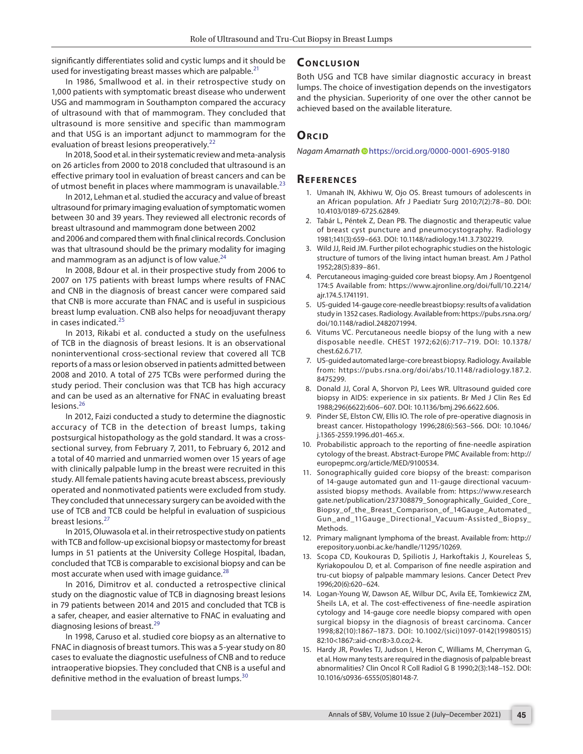significantly differentiates solid and cystic lumps and it should be used for investigating breast masses which are palpable.[21]

In 1986, Smallwood et al. in their retrospective study on 1,000 patients with symptomatic breast disease who underwent USG and mammogram in Southampton compared the accuracy of ultrasound with that of mammogram. They concluded that ultrasound is more sensitive and specific than mammogram and that USG is an important adjunct to mammogram for the evaluation of breast lesions preoperatively.[22]

In 2018, Sood et al. in their systematic review and meta-analysis on 26 articles from 2000 to 2018 concluded that ultrasound is an effective primary tool in evaluation of breast cancers and can be of utmost benefit in places where mammogram is unavailable.[23]

In 2012, Lehman et al. studied the accuracy and value of breast ultrasound for primary imaging evaluation of symptomatic women between 30 and 39 years. They reviewed all electronic records of breast ultrasound and mammogram done between 2002 and 2006 and compared them with final clinical records. Conclusion was that ultrasound should be the primary modality for imaging and mammogram as an adjunct is of low value.[24]

In 2008, Bdour et al. in their prospective study from 2006 to 2007 on 175 patients with breast lumps where results of FNAC and CNB in the diagnosis of breast cancer were compared said that CNB is more accurate than FNAC and is useful in suspicious breast lump evaluation. CNB also helps for neoadjuvant therapy in cases indicated.[25]

In 2013, Rikabi et al. conducted a study on the usefulness of TCB in the diagnosis of breast lesions. It is an observational noninterventional cross-sectional review that covered all TCB reports of a mass or lesion observed in patients admitted between 2008 and 2010. A total of 275 TCBs were performed during the study period. Their conclusion was that TCB has high accuracy and can be used as an alternative for FNAC in evaluating breast lesions.[26]

In 2012, Faizi conducted a study to determine the diagnostic accuracy of TCB in the detection of breast lumps, taking postsurgical histopathology as the gold standard. It was a cross-sectional survey, from February 7, 2011, to February 6, 2012 and a total of 40 married and unmarried women over 15 years of age with clinically palpable lump in the breast were recruited in this study. All female patients having acute breast abscess, previously operated and nonmotivated patients were excluded from study. They concluded that unnecessary surgery can be avoided with the use of TCB and TCB could be helpful in evaluation of suspicious breast lesions.[27]

In 2015, Oluwasola et al. in their retrospective study on patients with TCB and follow-up excisional biopsy or mastectomy for breast lumps in 51 patients at the University College Hospital, Ibadan, concluded that TCB is comparable to excisional biopsy and can be most accurate when used with image guidance.[28]

In 2016, Dimitrov et al. conducted a retrospective clinical study on the diagnostic value of TCB in diagnosing breast lesions in 79 patients between 2014 and 2015 and concluded that TCB is a safer, cheaper, and easier alternative to FNAC in evaluating and diagnosing lesions of breast.[29]

In 1998, Caruso et al. studied core biopsy as an alternative to FNAC in diagnosis of breast tumors. This was a 5-year study on 80 cases to evaluate the diagnostic usefulness of CNB and to reduce intraoperative biopsies. They concluded that CNB is a useful and definitive method in the evaluation of breast lumps.[30]

## Conclusion

Both USG and TCB have similar diagnostic accuracy in breast lumps. The choice of investigation depends on the investigators and the physician. Superiority of one over the other cannot be achieved based on the available literature.

## Orcid

*Nagam Amarnath* https://orcid.org/0000-0001-6905-9180

## References

1. Umanah IN, Akhiwu W, Ojo OS. Breast tumours of adolescents in an African population. Afr J Paediatr Surg 2010;7(2):78–80. DOI: 10.4103/0189-6725.62849.
2. Tabár L, Péntek Z, Dean PB. The diagnostic and therapeutic value of breast cyst puncture and pneumocystography. Radiology 1981;141(3):659–663. DOI: 10.1148/radiology.141.3.7302219.
3. Wild JJ, Reid JM. Further pilot echographic studies on the histologic structure of tumors of the living intact human breast. Am J Pathol 1952;28(5):839–861.
4. Percutaneous imaging-guided core breast biopsy. Am J Roentgenol 174:5 Available from: https://www.ajronline.org/doi/full/10.2214/ajr.174.5.1741191.
5. US-guided 14-gauge core-needle breast biopsy: results of a validation study in 1352 cases. Radiology. Available from: https://pubs.rsna.org/doi/10.1148/radiol.2482071994.
6. Vitums VC. Percutaneous needle biopsy of the lung with a new disposable needle. CHEST 1972;62(6):717–719. DOI: 10.1378/chest.62.6.717.
7. US-guided automated large-core breast biopsy. Radiology. Available from: https://pubs.rsna.org/doi/abs/10.1148/radiology.187.2.8475299.
8. Donald JJ, Coral A, Shorvon PJ, Lees WR. Ultrasound guided core biopsy in AIDS: experience in six patients. Br Med J Clin Res Ed 1988;296(6622):606–607. DOI: 10.1136/bmj.296.6622.606.
9. Pinder SE, Elston CW, Ellis IO. The role of pre-operative diagnosis in breast cancer. Histopathology 1996;28(6):563–566. DOI: 10.1046/j.1365-2559.1996.d01-465.x.
10. Probabilistic approach to the reporting of fine-needle aspiration cytology of the breast. Abstract-Europe PMC Available from: http://europepmc.org/article/MED/9100534.
11. Sonographically guided core biopsy of the breast: comparison of 14-gauge automated gun and 11-gauge directional vacuum-assisted biopsy methods. Available from: https://www.researchgate.net/publication/237308879_Sonographically_Guided_Core_Biopsy_of_the_Breast_Comparison_of_14Gauge_Automated_Gun_and_11Gauge_Directional_Vacuum-Assisted_Biopsy_Methods.
12. Primary malignant lymphoma of the breast. Available from: http://erepository.uonbi.ac.ke/handle/11295/10269.
13. Scopa CD, Koukouras D, Spiliotis J, Harkoftakis J, Koureleas S, Kyriakopoulou D, et al. Comparison of fine needle aspiration and tru-cut biopsy of palpable mammary lesions. Cancer Detect Prev 1996;20(6):620–624.
14. Logan-Young W, Dawson AE, Wilbur DC, Avila EE, Tomkiewicz ZM, Sheils LA, et al. The cost-effectiveness of fine-needle aspiration cytology and 14-gauge core needle biopsy compared with open surgical biopsy in the diagnosis of breast carcinoma. Cancer 1998;82(10):1867–1873. DOI: 10.1002/(sici)1097-0142(19980515)82:10<1867::aid-cncr8>3.0.co;2-k.
15. Hardy JR, Powles TJ, Judson I, Heron C, Williams M, Cherryman G, et al. How many tests are required in the diagnosis of palpable breast abnormalities? Clin Oncol R Coll Radiol G B 1990;2(3):148–152. DOI: 10.1016/s0936-6555(05)80148-7.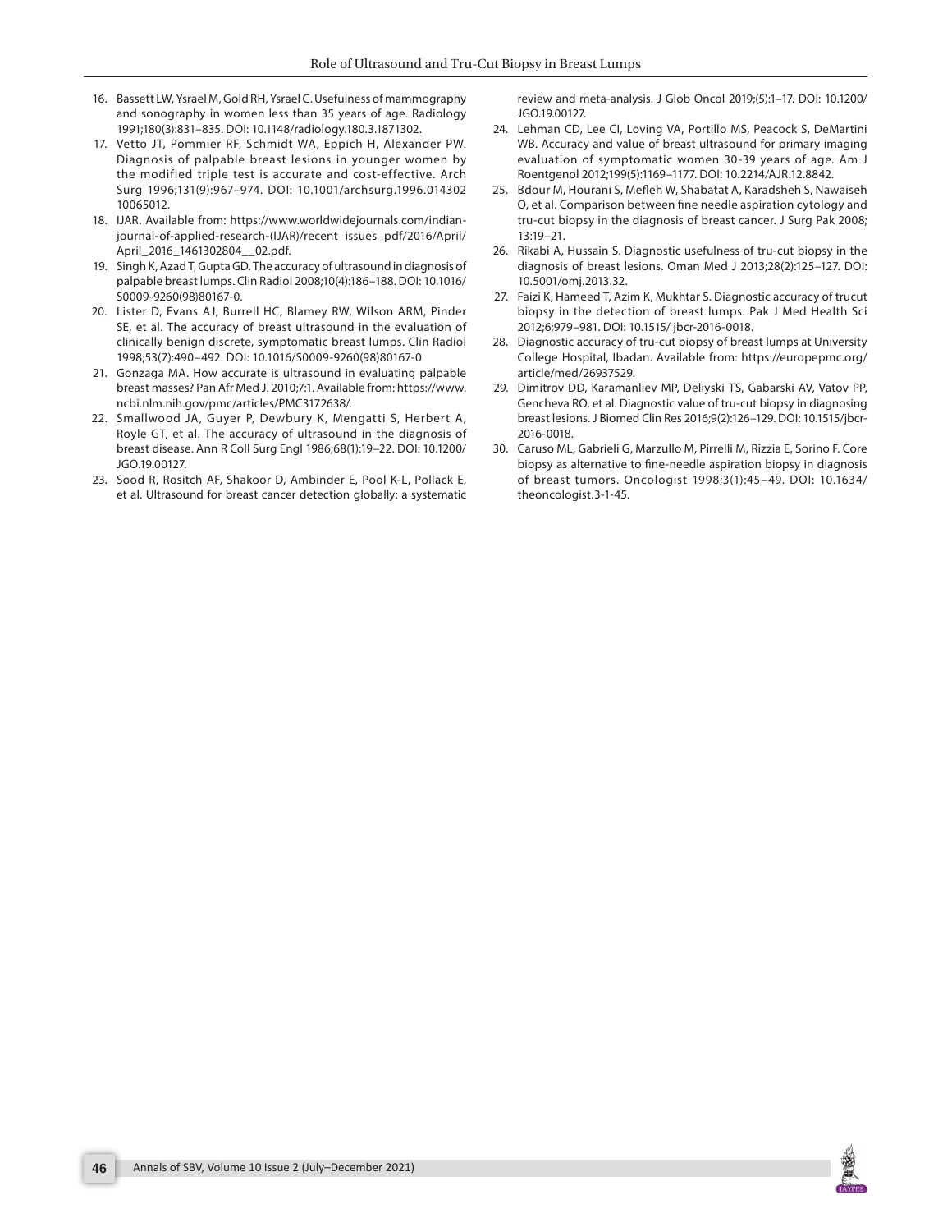16. Bassett LW, Ysrael M, Gold RH, Ysrael C. Usefulness of mammography and sonography in women less than 35 years of age. Radiology 1991;180(3):831–835. DOI: 10.1148/radiology.180.3.1871302.
17. Vetto JT, Pommier RF, Schmidt WA, Eppich H, Alexander PW. Diagnosis of palpable breast lesions in younger women by the modified triple test is accurate and cost-effective. Arch Surg 1996;131(9):967–974. DOI: 10.1001/archsurg.1996.01430210065012.
18. IJAR. Available from: https://www.worldwidejournals.com/indian-journal-of-applied-research-(IJAR)/recent_issues_pdf/2016/April/April_2016_1461302804__02.pdf.
19. Singh K, Azad T, Gupta GD. The accuracy of ultrasound in diagnosis of palpable breast lumps. Clin Radiol 2008;10(4):186–188. DOI: 10.1016/S0009-9260(98)80167-0.
20. Lister D, Evans AJ, Burrell HC, Blamey RW, Wilson ARM, Pinder SE, et al. The accuracy of breast ultrasound in the evaluation of clinically benign discrete, symptomatic breast lumps. Clin Radiol 1998;53(7):490–492. DOI: 10.1016/S0009-9260(98)80167-0
21. Gonzaga MA. How accurate is ultrasound in evaluating palpable breast masses? Pan Afr Med J. 2010;7:1. Available from: https://www.ncbi.nlm.nih.gov/pmc/articles/PMC3172638/.
22. Smallwood JA, Guyer P, Dewbury K, Mengatti S, Herbert A, Royle GT, et al. The accuracy of ultrasound in the diagnosis of breast disease. Ann R Coll Surg Engl 1986;68(1):19–22. DOI: 10.1200/JGO.19.00127.
23. Sood R, Rositch AF, Shakoor D, Ambinder E, Pool K-L, Pollack E, et al. Ultrasound for breast cancer detection globally: a systematic review and meta-analysis. J Glob Oncol 2019;(5):1–17. DOI: 10.1200/JGO.19.00127.
24. Lehman CD, Lee CI, Loving VA, Portillo MS, Peacock S, DeMartini WB. Accuracy and value of breast ultrasound for primary imaging evaluation of symptomatic women 30-39 years of age. Am J Roentgenol 2012;199(5):1169–1177. DOI: 10.2214/AJR.12.8842.
25. Bdour M, Hourani S, Mefleh W, Shabatat A, Karadsheh S, Nawaiseh O, et al. Comparison between fine needle aspiration cytology and tru-cut biopsy in the diagnosis of breast cancer. J Surg Pak 2008; 13:19–21.
26. Rikabi A, Hussain S. Diagnostic usefulness of tru-cut biopsy in the diagnosis of breast lesions. Oman Med J 2013;28(2):125–127. DOI: 10.5001/omj.2013.32.
27. Faizi K, Hameed T, Azim K, Mukhtar S. Diagnostic accuracy of trucut biopsy in the detection of breast lumps. Pak J Med Health Sci 2012;6:979–981. DOI: 10.1515/ jbcr-2016-0018.
28. Diagnostic accuracy of tru-cut biopsy of breast lumps at University College Hospital, Ibadan. Available from: https://europepmc.org/article/med/26937529.
29. Dimitrov DD, Karamanliev MP, Deliyski TS, Gabarski AV, Vatov PP, Gencheva RO, et al. Diagnostic value of tru-cut biopsy in diagnosing breast lesions. J Biomed Clin Res 2016;9(2):126–129. DOI: 10.1515/jbcr-2016-0018.
30. Caruso ML, Gabrieli G, Marzullo M, Pirrelli M, Rizzia E, Sorino F. Core biopsy as alternative to fine-needle aspiration biopsy in diagnosis of breast tumors. Oncologist 1998;3(1):45–49. DOI: 10.1634/theoncologist.3-1-45.